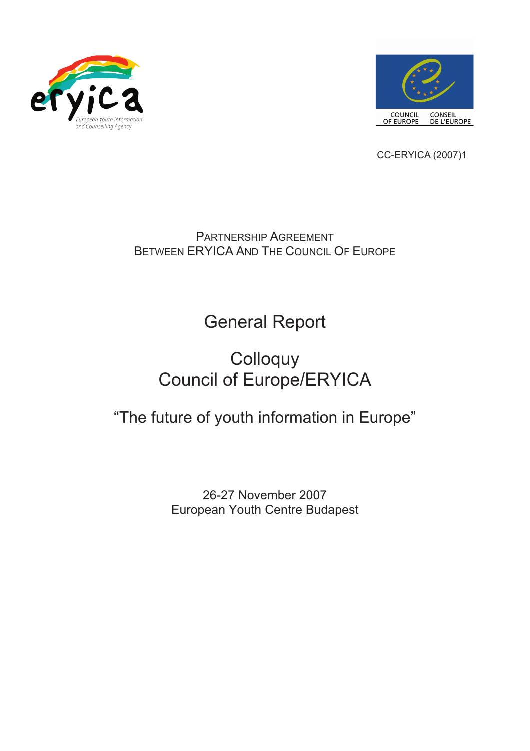eryica
European Youth Information and Counselling Agency

COUNCIL OF EUROPE CONSEIL DE L'EUROPE

CC-ERYICA (2007)1

PARTNERSHIP AGREEMENT
BETWEEN ERYICA AND THE COUNCIL OF EUROPE

# General Report

## Colloquy
## Council of Europe/ERYICA

## "The future of youth information in Europe"

26-27 November 2007
European Youth Centre Budapest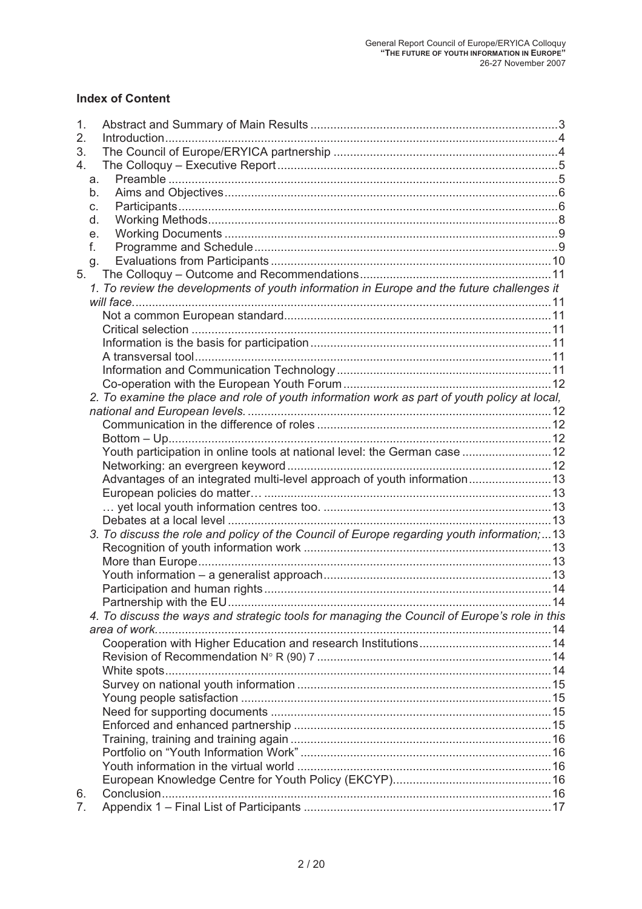**Index of Content**

1. Abstract and Summary of Main Results ........................................ 3
2. Introduction ........................................ 4
3. The Council of Europe/ERYICA partnership ........................................ 4
4. The Colloquy – Executive Report ........................................ 5
   a. Preamble ........................................ 5
   b. Aims and Objectives ........................................ 6
   c. Participants ........................................ 6
   d. Working Methods ........................................ 8
   e. Working Documents ........................................ 9
   f. Programme and Schedule ........................................ 9
   g. Evaluations from Participants ........................................ 10
5. The Colloquy – Outcome and Recommendations ........................................ 11
   *1. To review the developments of youth information in Europe and the future challenges it will face.* ........................................ 11
   - Not a common European standard ........................................ 11
   - Critical selection ........................................ 11
   - Information is the basis for participation ........................................ 11
   - A transversal tool ........................................ 11
   - Information and Communication Technology ........................................ 11
   - Co-operation with the European Youth Forum ........................................ 12

   *2. To examine the place and role of youth information work as part of youth policy at local, national and European levels.* ........................................ 12
   - Communication in the difference of roles ........................................ 12
   - Bottom – Up ........................................ 12
   - Youth participation in online tools at national level: the German case ........................................ 12
   - Networking: an evergreen keyword ........................................ 12
   - Advantages of an integrated multi-level approach of youth information ........................................ 13
   - European policies do matter… ........................................ 13
   - … yet local youth information centres too. ........................................ 13
   - Debates at a local level ........................................ 13

   *3. To discuss the role and policy of the Council of Europe regarding youth information;* ... 13
   - Recognition of youth information work ........................................ 13
   - More than Europe ........................................ 13
   - Youth information – a generalist approach ........................................ 13
   - Participation and human rights ........................................ 14
   - Partnership with the EU ........................................ 14

   *4. To discuss the ways and strategic tools for managing the Council of Europe's role in this area of work.* ........................................ 14
   - Cooperation with Higher Education and research Institutions ........................................ 14
   - Revision of Recommendation N° R (90) 7 ........................................ 14
   - White spots ........................................ 14
   - Survey on national youth information ........................................ 15
   - Young people satisfaction ........................................ 15
   - Need for supporting documents ........................................ 15
   - Enforced and enhanced partnership ........................................ 15
   - Training, training and training again ........................................ 16
   - Portfolio on "Youth Information Work" ........................................ 16
   - Youth information in the virtual world ........................................ 16
   - European Knowledge Centre for Youth Policy (EKCYP) ........................................ 16
6. Conclusion ........................................ 16
7. Appendix 1 – Final List of Participants ........................................ 17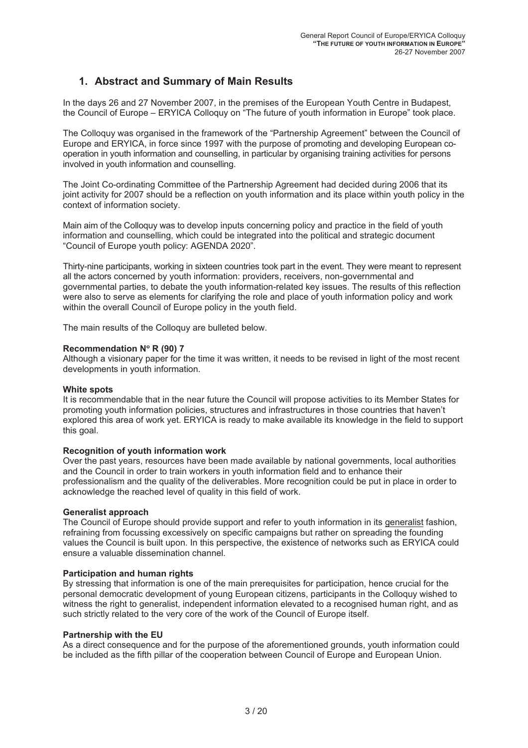## 1. Abstract and Summary of Main Results

In the days 26 and 27 November 2007, in the premises of the European Youth Centre in Budapest, the Council of Europe – ERYICA Colloquy on "The future of youth information in Europe" took place.

The Colloquy was organised in the framework of the "Partnership Agreement" between the Council of Europe and ERYICA, in force since 1997 with the purpose of promoting and developing European co-operation in youth information and counselling, in particular by organising training activities for persons involved in youth information and counselling.

The Joint Co-ordinating Committee of the Partnership Agreement had decided during 2006 that its joint activity for 2007 should be a reflection on youth information and its place within youth policy in the context of information society.

Main aim of the Colloquy was to develop inputs concerning policy and practice in the field of youth information and counselling, which could be integrated into the political and strategic document "Council of Europe youth policy: AGENDA 2020".

Thirty-nine participants, working in sixteen countries took part in the event. They were meant to represent all the actors concerned by youth information: providers, receivers, non-governmental and governmental parties, to debate the youth information-related key issues. The results of this reflection were also to serve as elements for clarifying the role and place of youth information policy and work within the overall Council of Europe policy in the youth field.

The main results of the Colloquy are bulleted below.

**Recommendation N° R (90) 7**
Although a visionary paper for the time it was written, it needs to be revised in light of the most recent developments in youth information.

**White spots**
It is recommendable that in the near future the Council will propose activities to its Member States for promoting youth information policies, structures and infrastructures in those countries that haven't explored this area of work yet. ERYICA is ready to make available its knowledge in the field to support this goal.

**Recognition of youth information work**
Over the past years, resources have been made available by national governments, local authorities and the Council in order to train workers in youth information field and to enhance their professionalism and the quality of the deliverables. More recognition could be put in place in order to acknowledge the reached level of quality in this field of work.

**Generalist approach**
The Council of Europe should provide support and refer to youth information in its generalist fashion, refraining from focussing excessively on specific campaigns but rather on spreading the founding values the Council is built upon. In this perspective, the existence of networks such as ERYICA could ensure a valuable dissemination channel.

**Participation and human rights**
By stressing that information is one of the main prerequisites for participation, hence crucial for the personal democratic development of young European citizens, participants in the Colloquy wished to witness the right to generalist, independent information elevated to a recognised human right, and as such strictly related to the very core of the work of the Council of Europe itself.

**Partnership with the EU**
As a direct consequence and for the purpose of the aforementioned grounds, youth information could be included as the fifth pillar of the cooperation between Council of Europe and European Union.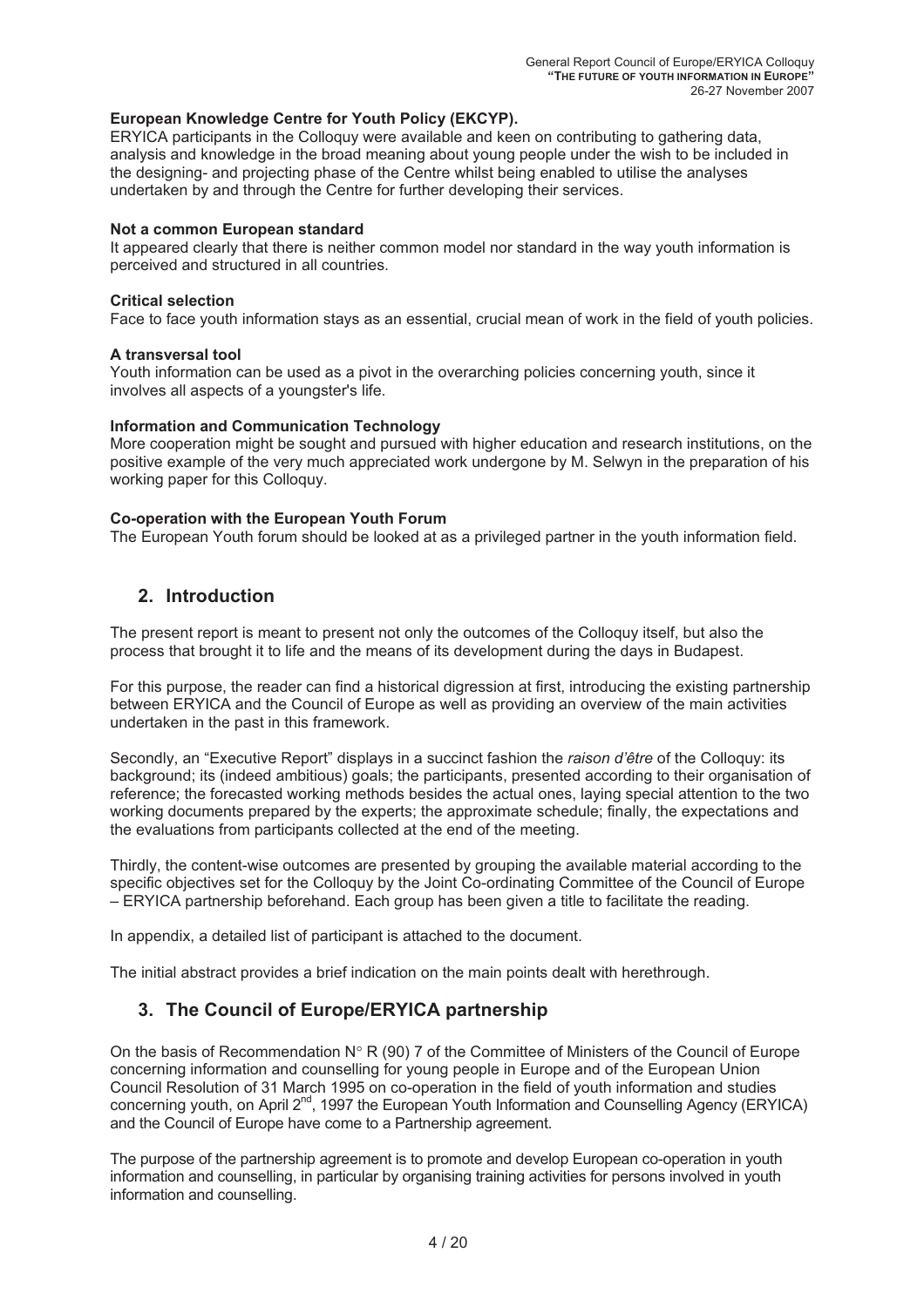**European Knowledge Centre for Youth Policy (EKCYP).**
ERYICA participants in the Colloquy were available and keen on contributing to gathering data, analysis and knowledge in the broad meaning about young people under the wish to be included in the designing- and projecting phase of the Centre whilst being enabled to utilise the analyses undertaken by and through the Centre for further developing their services.

**Not a common European standard**
It appeared clearly that there is neither common model nor standard in the way youth information is perceived and structured in all countries.

**Critical selection**
Face to face youth information stays as an essential, crucial mean of work in the field of youth policies.

**A transversal tool**
Youth information can be used as a pivot in the overarching policies concerning youth, since it involves all aspects of a youngster's life.

**Information and Communication Technology**
More cooperation might be sought and pursued with higher education and research institutions, on the positive example of the very much appreciated work undergone by M. Selwyn in the preparation of his working paper for this Colloquy.

**Co-operation with the European Youth Forum**
The European Youth forum should be looked at as a privileged partner in the youth information field.

## 2. Introduction

The present report is meant to present not only the outcomes of the Colloquy itself, but also the process that brought it to life and the means of its development during the days in Budapest.

For this purpose, the reader can find a historical digression at first, introducing the existing partnership between ERYICA and the Council of Europe as well as providing an overview of the main activities undertaken in the past in this framework.

Secondly, an "Executive Report" displays in a succinct fashion the *raison d'être* of the Colloquy: its background; its (indeed ambitious) goals; the participants, presented according to their organisation of reference; the forecasted working methods besides the actual ones, laying special attention to the two working documents prepared by the experts; the approximate schedule; finally, the expectations and the evaluations from participants collected at the end of the meeting.

Thirdly, the content-wise outcomes are presented by grouping the available material according to the specific objectives set for the Colloquy by the Joint Co-ordinating Committee of the Council of Europe – ERYICA partnership beforehand. Each group has been given a title to facilitate the reading.

In appendix, a detailed list of participant is attached to the document.

The initial abstract provides a brief indication on the main points dealt with herethrough.

## 3. The Council of Europe/ERYICA partnership

On the basis of Recommendation N° R (90) 7 of the Committee of Ministers of the Council of Europe concerning information and counselling for young people in Europe and of the European Union Council Resolution of 31 March 1995 on co-operation in the field of youth information and studies concerning youth, on April 2nd, 1997 the European Youth Information and Counselling Agency (ERYICA) and the Council of Europe have come to a Partnership agreement.

The purpose of the partnership agreement is to promote and develop European co-operation in youth information and counselling, in particular by organising training activities for persons involved in youth information and counselling.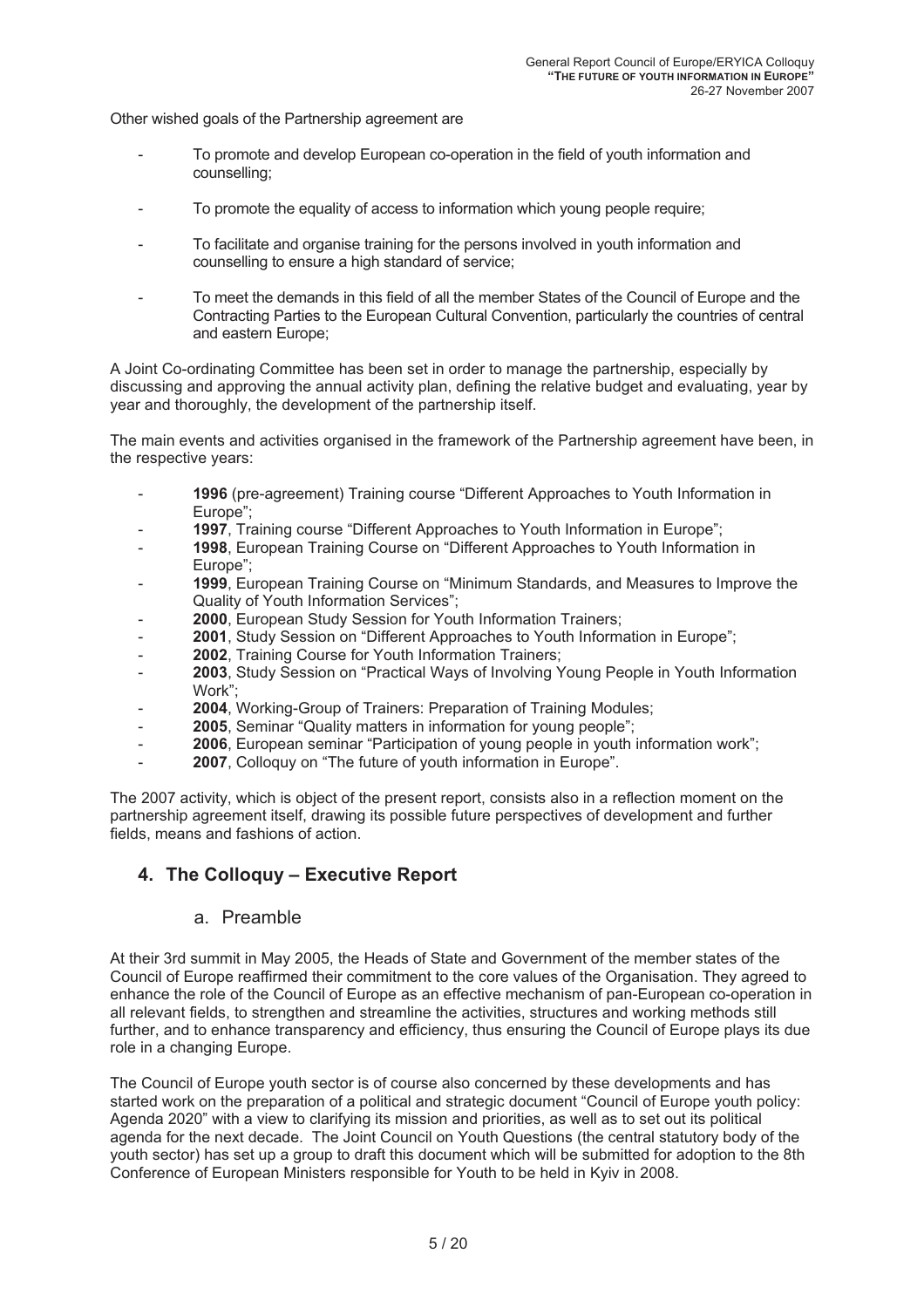Other wished goals of the Partnership agreement are

- To promote and develop European co-operation in the field of youth information and counselling;
- To promote the equality of access to information which young people require;
- To facilitate and organise training for the persons involved in youth information and counselling to ensure a high standard of service;
- To meet the demands in this field of all the member States of the Council of Europe and the Contracting Parties to the European Cultural Convention, particularly the countries of central and eastern Europe;

A Joint Co-ordinating Committee has been set in order to manage the partnership, especially by discussing and approving the annual activity plan, defining the relative budget and evaluating, year by year and thoroughly, the development of the partnership itself.

The main events and activities organised in the framework of the Partnership agreement have been, in the respective years:

- **1996** (pre-agreement) Training course "Different Approaches to Youth Information in Europe";
- **1997**, Training course "Different Approaches to Youth Information in Europe";
- **1998**, European Training Course on "Different Approaches to Youth Information in Europe";
- **1999**, European Training Course on "Minimum Standards, and Measures to Improve the Quality of Youth Information Services";
- **2000**, European Study Session for Youth Information Trainers;
- **2001**, Study Session on "Different Approaches to Youth Information in Europe";
- **2002**, Training Course for Youth Information Trainers;
- **2003**, Study Session on "Practical Ways of Involving Young People in Youth Information Work";
- **2004**, Working-Group of Trainers: Preparation of Training Modules;
- **2005**, Seminar "Quality matters in information for young people";
- **2006**, European seminar "Participation of young people in youth information work";
- **2007**, Colloquy on "The future of youth information in Europe".

The 2007 activity, which is object of the present report, consists also in a reflection moment on the partnership agreement itself, drawing its possible future perspectives of development and further fields, means and fashions of action.

## 4. The Colloquy – Executive Report

### a. Preamble

At their 3rd summit in May 2005, the Heads of State and Government of the member states of the Council of Europe reaffirmed their commitment to the core values of the Organisation. They agreed to enhance the role of the Council of Europe as an effective mechanism of pan-European co-operation in all relevant fields, to strengthen and streamline the activities, structures and working methods still further, and to enhance transparency and efficiency, thus ensuring the Council of Europe plays its due role in a changing Europe.

The Council of Europe youth sector is of course also concerned by these developments and has started work on the preparation of a political and strategic document "Council of Europe youth policy: Agenda 2020" with a view to clarifying its mission and priorities, as well as to set out its political agenda for the next decade. The Joint Council on Youth Questions (the central statutory body of the youth sector) has set up a group to draft this document which will be submitted for adoption to the 8th Conference of European Ministers responsible for Youth to be held in Kyiv in 2008.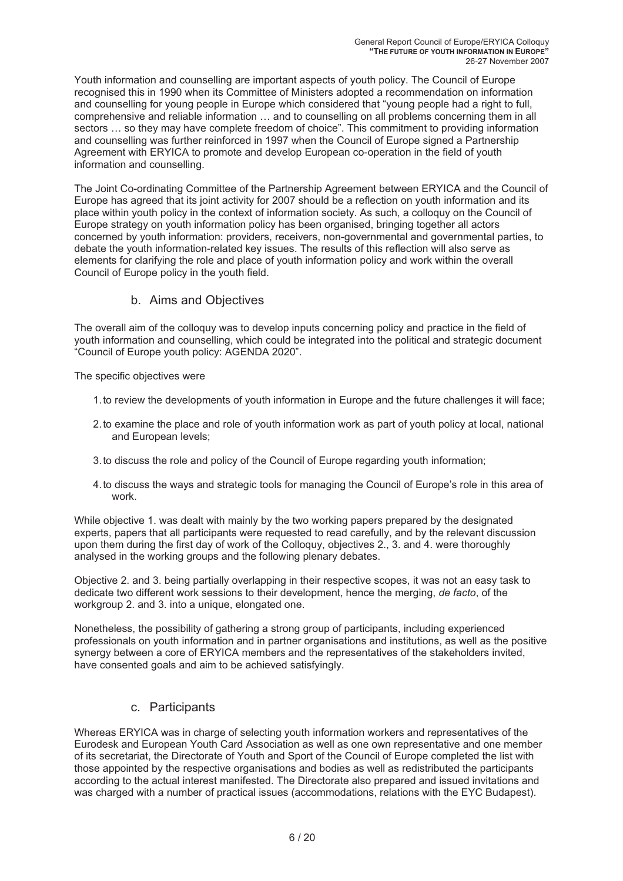Youth information and counselling are important aspects of youth policy. The Council of Europe recognised this in 1990 when its Committee of Ministers adopted a recommendation on information and counselling for young people in Europe which considered that "young people had a right to full, comprehensive and reliable information … and to counselling on all problems concerning them in all sectors … so they may have complete freedom of choice". This commitment to providing information and counselling was further reinforced in 1997 when the Council of Europe signed a Partnership Agreement with ERYICA to promote and develop European co-operation in the field of youth information and counselling.

The Joint Co-ordinating Committee of the Partnership Agreement between ERYICA and the Council of Europe has agreed that its joint activity for 2007 should be a reflection on youth information and its place within youth policy in the context of information society. As such, a colloquy on the Council of Europe strategy on youth information policy has been organised, bringing together all actors concerned by youth information: providers, receivers, non-governmental and governmental parties, to debate the youth information-related key issues. The results of this reflection will also serve as elements for clarifying the role and place of youth information policy and work within the overall Council of Europe policy in the youth field.

### b. Aims and Objectives

The overall aim of the colloquy was to develop inputs concerning policy and practice in the field of youth information and counselling, which could be integrated into the political and strategic document "Council of Europe youth policy: AGENDA 2020".

The specific objectives were

1. to review the developments of youth information in Europe and the future challenges it will face;
2. to examine the place and role of youth information work as part of youth policy at local, national and European levels;
3. to discuss the role and policy of the Council of Europe regarding youth information;
4. to discuss the ways and strategic tools for managing the Council of Europe's role in this area of work.

While objective 1. was dealt with mainly by the two working papers prepared by the designated experts, papers that all participants were requested to read carefully, and by the relevant discussion upon them during the first day of work of the Colloquy, objectives 2., 3. and 4. were thoroughly analysed in the working groups and the following plenary debates.

Objective 2. and 3. being partially overlapping in their respective scopes, it was not an easy task to dedicate two different work sessions to their development, hence the merging, *de facto*, of the workgroup 2. and 3. into a unique, elongated one.

Nonetheless, the possibility of gathering a strong group of participants, including experienced professionals on youth information and in partner organisations and institutions, as well as the positive synergy between a core of ERYICA members and the representatives of the stakeholders invited, have consented goals and aim to be achieved satisfyingly.

### c. Participants

Whereas ERYICA was in charge of selecting youth information workers and representatives of the Eurodesk and European Youth Card Association as well as one own representative and one member of its secretariat, the Directorate of Youth and Sport of the Council of Europe completed the list with those appointed by the respective organisations and bodies as well as redistributed the participants according to the actual interest manifested. The Directorate also prepared and issued invitations and was charged with a number of practical issues (accommodations, relations with the EYC Budapest).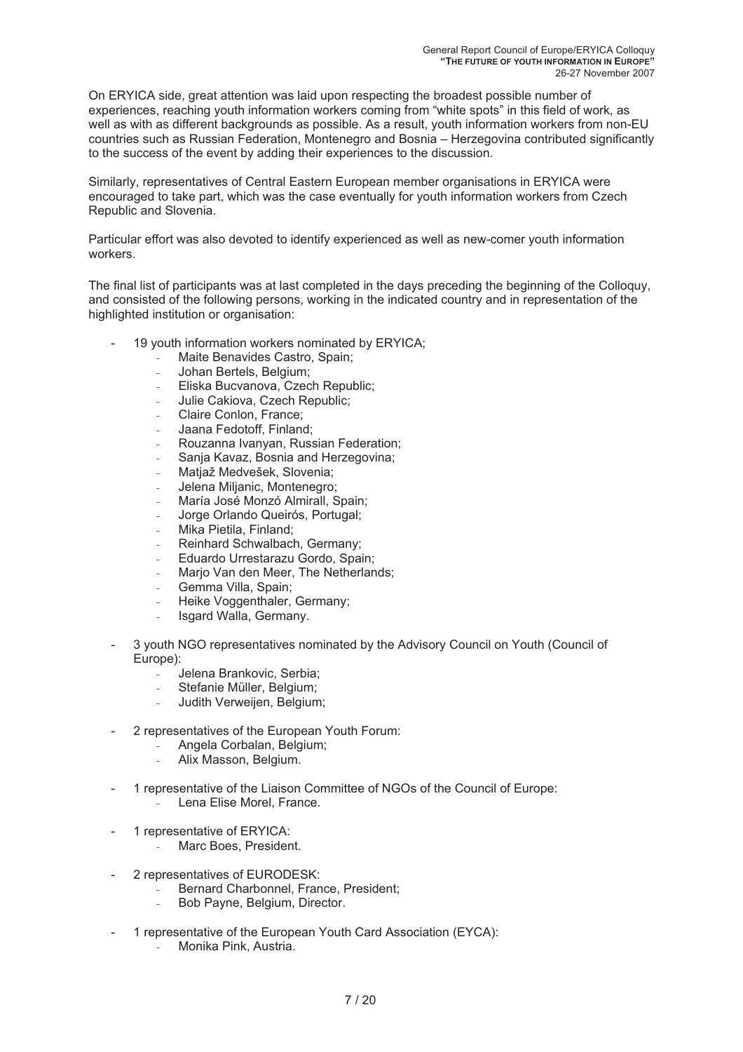On ERYICA side, great attention was laid upon respecting the broadest possible number of experiences, reaching youth information workers coming from "white spots" in this field of work, as well as with as different backgrounds as possible. As a result, youth information workers from non-EU countries such as Russian Federation, Montenegro and Bosnia – Herzegovina contributed significantly to the success of the event by adding their experiences to the discussion.

Similarly, representatives of Central Eastern European member organisations in ERYICA were encouraged to take part, which was the case eventually for youth information workers from Czech Republic and Slovenia.

Particular effort was also devoted to identify experienced as well as new-comer youth information workers.

The final list of participants was at last completed in the days preceding the beginning of the Colloquy, and consisted of the following persons, working in the indicated country and in representation of the highlighted institution or organisation:

- 19 youth information workers nominated by ERYICA;
  - Maite Benavides Castro, Spain;
  - Johan Bertels, Belgium;
  - Eliska Bucvanova, Czech Republic;
  - Julie Cakiova, Czech Republic;
  - Claire Conlon, France;
  - Jaana Fedotoff, Finland;
  - Rouzanna Ivanyan, Russian Federation;
  - Sanja Kavaz, Bosnia and Herzegovina;
  - Matjaž Medvešek, Slovenia;
  - Jelena Miljanic, Montenegro;
  - María José Monzó Almirall, Spain;
  - Jorge Orlando Queirós, Portugal;
  - Mika Pietila, Finland;
  - Reinhard Schwalbach, Germany;
  - Eduardo Urrestarazu Gordo, Spain;
  - Marjo Van den Meer, The Netherlands;
  - Gemma Villa, Spain;
  - Heike Voggenthaler, Germany;
  - Isgard Walla, Germany.

- 3 youth NGO representatives nominated by the Advisory Council on Youth (Council of Europe):
  - Jelena Brankovic, Serbia;
  - Stefanie Müller, Belgium;
  - Judith Verweijen, Belgium;

- 2 representatives of the European Youth Forum:
  - Angela Corbalan, Belgium;
  - Alix Masson, Belgium.

- 1 representative of the Liaison Committee of NGOs of the Council of Europe:
  - Lena Elise Morel, France.

- 1 representative of ERYICA:
  - Marc Boes, President.

- 2 representatives of EURODESK:
  - Bernard Charbonnel, France, President;
  - Bob Payne, Belgium, Director.

- 1 representative of the European Youth Card Association (EYCA):
  - Monika Pink, Austria.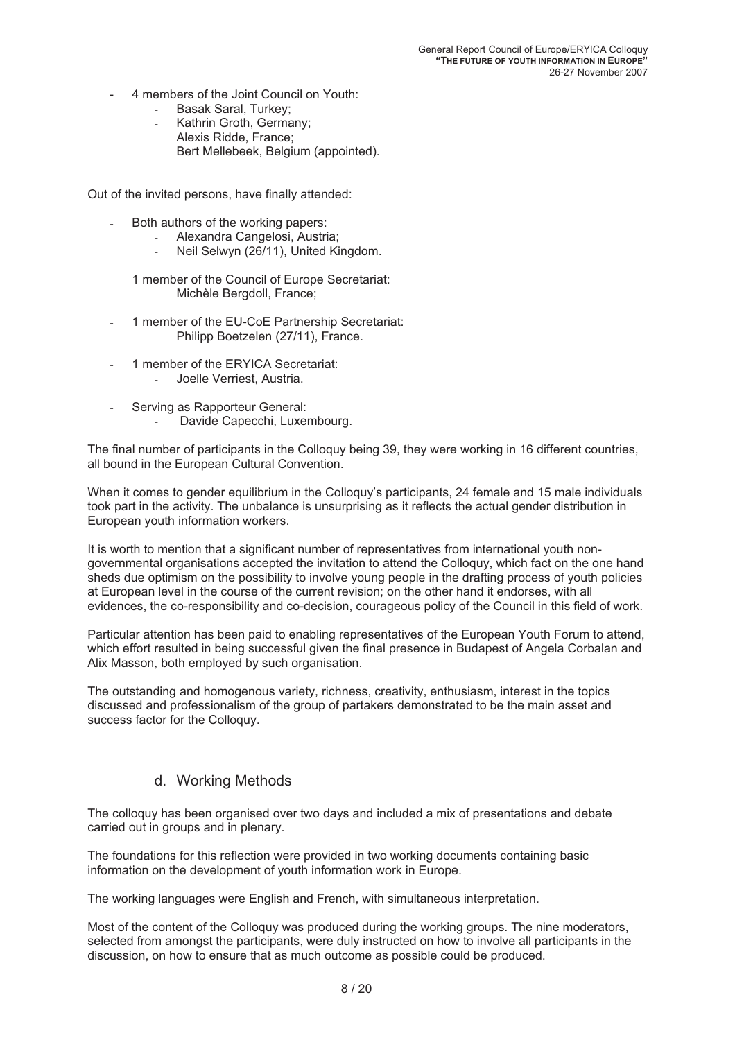- 4 members of the Joint Council on Youth:
  - Basak Saral, Turkey;
  - Kathrin Groth, Germany;
  - Alexis Ridde, France;
  - Bert Mellebeek, Belgium (appointed).

Out of the invited persons, have finally attended:

- Both authors of the working papers:
  - Alexandra Cangelosi, Austria;
  - Neil Selwyn (26/11), United Kingdom.
- 1 member of the Council of Europe Secretariat:
  - Michèle Bergdoll, France;
- 1 member of the EU-CoE Partnership Secretariat:
  - Philipp Boetzelen (27/11), France.
- 1 member of the ERYICA Secretariat:
  - Joelle Verriest, Austria.
- Serving as Rapporteur General:
  - Davide Capecchi, Luxembourg.

The final number of participants in the Colloquy being 39, they were working in 16 different countries, all bound in the European Cultural Convention.

When it comes to gender equilibrium in the Colloquy's participants, 24 female and 15 male individuals took part in the activity. The unbalance is unsurprising as it reflects the actual gender distribution in European youth information workers.

It is worth to mention that a significant number of representatives from international youth non-governmental organisations accepted the invitation to attend the Colloquy, which fact on the one hand sheds due optimism on the possibility to involve young people in the drafting process of youth policies at European level in the course of the current revision; on the other hand it endorses, with all evidences, the co-responsibility and co-decision, courageous policy of the Council in this field of work.

Particular attention has been paid to enabling representatives of the European Youth Forum to attend, which effort resulted in being successful given the final presence in Budapest of Angela Corbalan and Alix Masson, both employed by such organisation.

The outstanding and homogenous variety, richness, creativity, enthusiasm, interest in the topics discussed and professionalism of the group of partakers demonstrated to be the main asset and success factor for the Colloquy.

### d. Working Methods

The colloquy has been organised over two days and included a mix of presentations and debate carried out in groups and in plenary.

The foundations for this reflection were provided in two working documents containing basic information on the development of youth information work in Europe.

The working languages were English and French, with simultaneous interpretation.

Most of the content of the Colloquy was produced during the working groups. The nine moderators, selected from amongst the participants, were duly instructed on how to involve all participants in the discussion, on how to ensure that as much outcome as possible could be produced.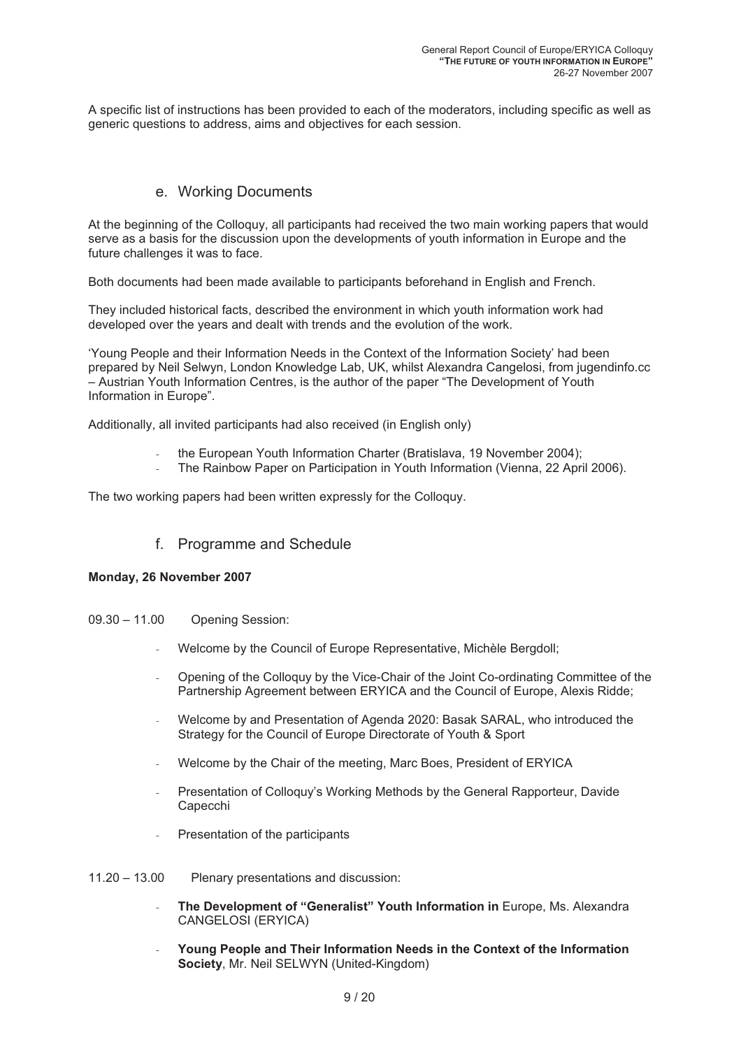A specific list of instructions has been provided to each of the moderators, including specific as well as generic questions to address, aims and objectives for each session.

## e. Working Documents

At the beginning of the Colloquy, all participants had received the two main working papers that would serve as a basis for the discussion upon the developments of youth information in Europe and the future challenges it was to face.

Both documents had been made available to participants beforehand in English and French.

They included historical facts, described the environment in which youth information work had developed over the years and dealt with trends and the evolution of the work.

'Young People and their Information Needs in the Context of the Information Society' had been prepared by Neil Selwyn, London Knowledge Lab, UK, whilst Alexandra Cangelosi, from jugendinfo.cc – Austrian Youth Information Centres, is the author of the paper "The Development of Youth Information in Europe".

Additionally, all invited participants had also received (in English only)

- the European Youth Information Charter (Bratislava, 19 November 2004);
- The Rainbow Paper on Participation in Youth Information (Vienna, 22 April 2006).

The two working papers had been written expressly for the Colloquy.

## f. Programme and Schedule

**Monday, 26 November 2007**

09.30 – 11.00 Opening Session:

- Welcome by the Council of Europe Representative, Michèle Bergdoll;
- Opening of the Colloquy by the Vice-Chair of the Joint Co-ordinating Committee of the Partnership Agreement between ERYICA and the Council of Europe, Alexis Ridde;
- Welcome by and Presentation of Agenda 2020: Basak SARAL, who introduced the Strategy for the Council of Europe Directorate of Youth & Sport
- Welcome by the Chair of the meeting, Marc Boes, President of ERYICA
- Presentation of Colloquy's Working Methods by the General Rapporteur, Davide Capecchi
- Presentation of the participants

11.20 – 13.00 Plenary presentations and discussion:

- **The Development of "Generalist" Youth Information in** Europe, Ms. Alexandra CANGELOSI (ERYICA)
- **Young People and Their Information Needs in the Context of the Information Society**, Mr. Neil SELWYN (United-Kingdom)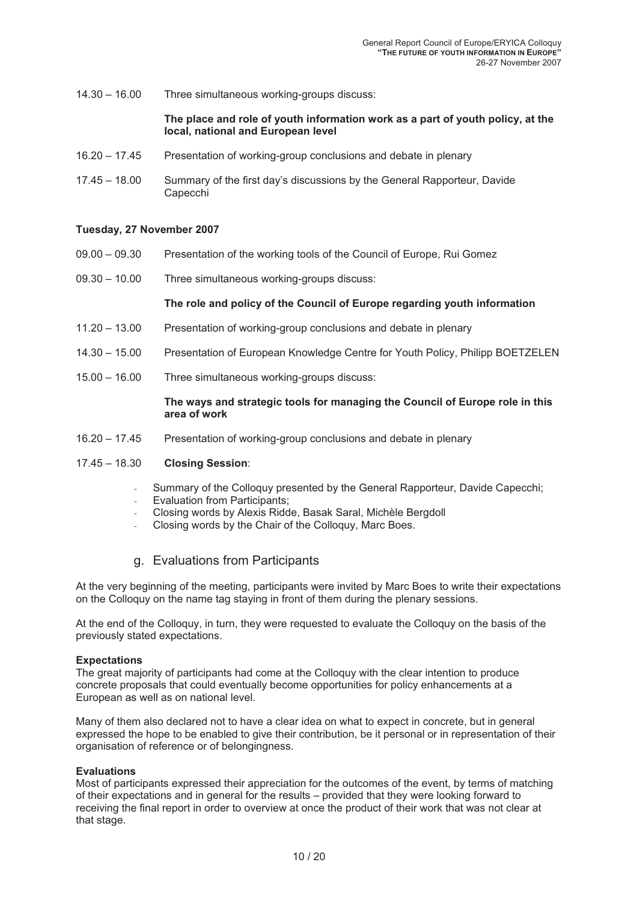14.30 – 16.00 Three simultaneous working-groups discuss:

**The place and role of youth information work as a part of youth policy, at the local, national and European level**

16.20 – 17.45 Presentation of working-group conclusions and debate in plenary

17.45 – 18.00 Summary of the first day's discussions by the General Rapporteur, Davide Capecchi

**Tuesday, 27 November 2007**

09.00 – 09.30 Presentation of the working tools of the Council of Europe, Rui Gomez

09.30 – 10.00 Three simultaneous working-groups discuss:

**The role and policy of the Council of Europe regarding youth information**

11.20 – 13.00 Presentation of working-group conclusions and debate in plenary

14.30 – 15.00 Presentation of European Knowledge Centre for Youth Policy, Philipp BOETZELEN

15.00 – 16.00 Three simultaneous working-groups discuss:

**The ways and strategic tools for managing the Council of Europe role in this area of work**

16.20 – 17.45 Presentation of working-group conclusions and debate in plenary

17.45 – 18.30 **Closing Session**:

- Summary of the Colloquy presented by the General Rapporteur, Davide Capecchi;
- Evaluation from Participants;
- Closing words by Alexis Ridde, Basak Saral, Michèle Bergdoll
- Closing words by the Chair of the Colloquy, Marc Boes.

## g. Evaluations from Participants

At the very beginning of the meeting, participants were invited by Marc Boes to write their expectations on the Colloquy on the name tag staying in front of them during the plenary sessions.

At the end of the Colloquy, in turn, they were requested to evaluate the Colloquy on the basis of the previously stated expectations.

**Expectations**
The great majority of participants had come at the Colloquy with the clear intention to produce concrete proposals that could eventually become opportunities for policy enhancements at a European as well as on national level.

Many of them also declared not to have a clear idea on what to expect in concrete, but in general expressed the hope to be enabled to give their contribution, be it personal or in representation of their organisation of reference or of belongingness.

**Evaluations**
Most of participants expressed their appreciation for the outcomes of the event, by terms of matching of their expectations and in general for the results – provided that they were looking forward to receiving the final report in order to overview at once the product of their work that was not clear at that stage.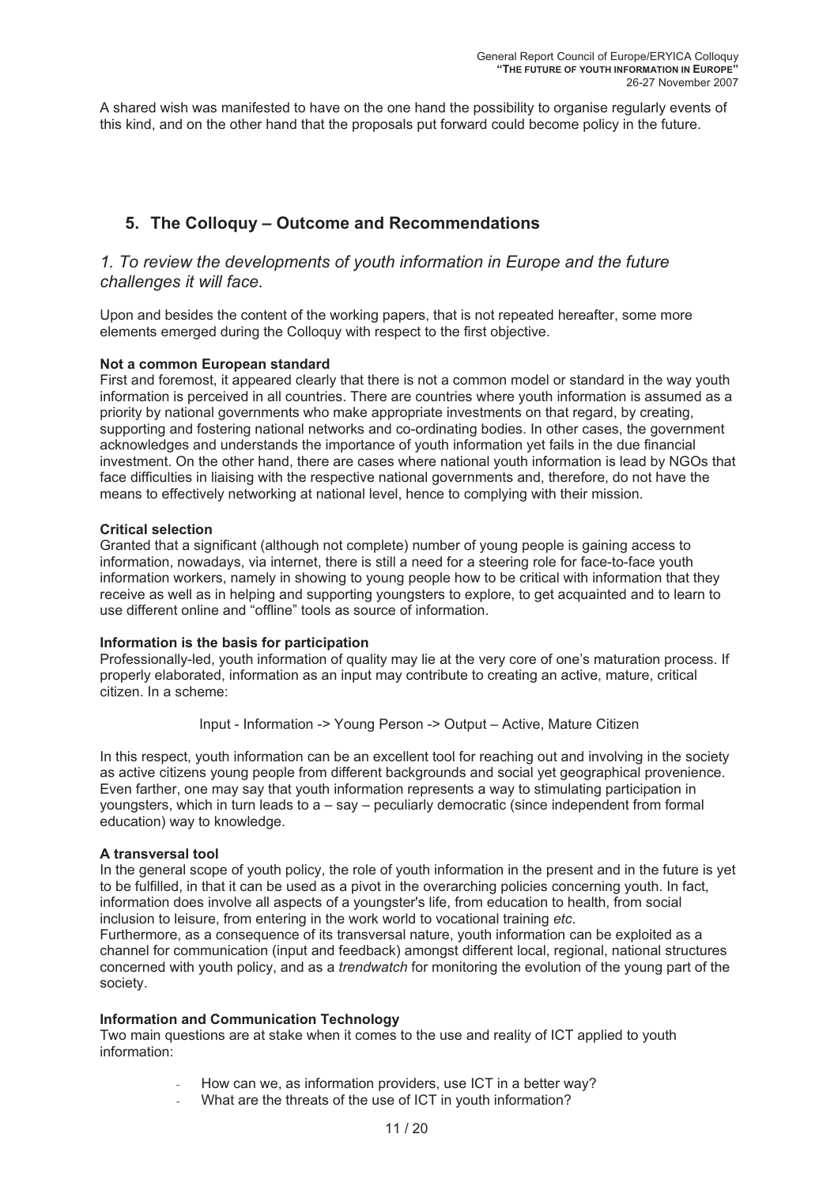A shared wish was manifested to have on the one hand the possibility to organise regularly events of this kind, and on the other hand that the proposals put forward could become policy in the future.

## 5. The Colloquy – Outcome and Recommendations

### *1. To review the developments of youth information in Europe and the future challenges it will face.*

Upon and besides the content of the working papers, that is not repeated hereafter, some more elements emerged during the Colloquy with respect to the first objective.

**Not a common European standard**

First and foremost, it appeared clearly that there is not a common model or standard in the way youth information is perceived in all countries. There are countries where youth information is assumed as a priority by national governments who make appropriate investments on that regard, by creating, supporting and fostering national networks and co-ordinating bodies. In other cases, the government acknowledges and understands the importance of youth information yet fails in the due financial investment. On the other hand, there are cases where national youth information is lead by NGOs that face difficulties in liaising with the respective national governments and, therefore, do not have the means to effectively networking at national level, hence to complying with their mission.

**Critical selection**

Granted that a significant (although not complete) number of young people is gaining access to information, nowadays, via internet, there is still a need for a steering role for face-to-face youth information workers, namely in showing to young people how to be critical with information that they receive as well as in helping and supporting youngsters to explore, to get acquainted and to learn to use different online and "offline" tools as source of information.

**Information is the basis for participation**

Professionally-led, youth information of quality may lie at the very core of one's maturation process. If properly elaborated, information as an input may contribute to creating an active, mature, critical citizen. In a scheme:

Input - Information -> Young Person -> Output – Active, Mature Citizen

In this respect, youth information can be an excellent tool for reaching out and involving in the society as active citizens young people from different backgrounds and social yet geographical provenience. Even farther, one may say that youth information represents a way to stimulating participation in youngsters, which in turn leads to a – say – peculiarly democratic (since independent from formal education) way to knowledge.

**A transversal tool**

In the general scope of youth policy, the role of youth information in the present and in the future is yet to be fulfilled, in that it can be used as a pivot in the overarching policies concerning youth. In fact, information does involve all aspects of a youngster's life, from education to health, from social inclusion to leisure, from entering in the work world to vocational training *etc*.

Furthermore, as a consequence of its transversal nature, youth information can be exploited as a channel for communication (input and feedback) amongst different local, regional, national structures concerned with youth policy, and as a *trendwatch* for monitoring the evolution of the young part of the society.

**Information and Communication Technology**

Two main questions are at stake when it comes to the use and reality of ICT applied to youth information:

- How can we, as information providers, use ICT in a better way?
- What are the threats of the use of ICT in youth information?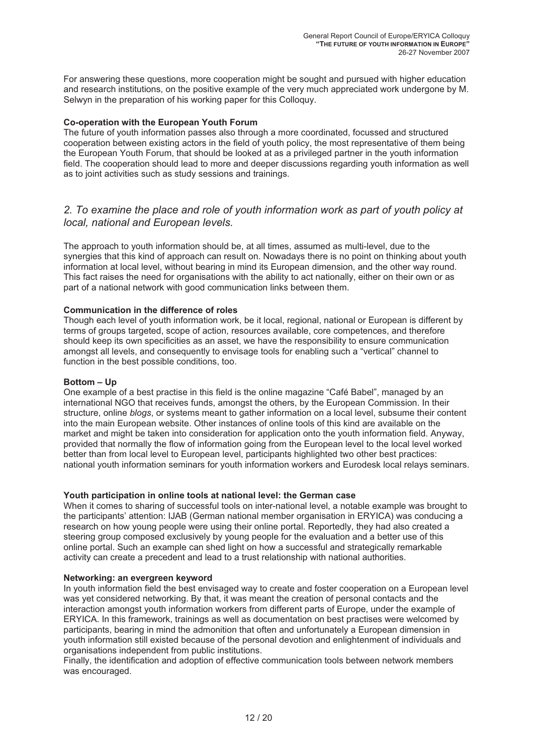For answering these questions, more cooperation might be sought and pursued with higher education and research institutions, on the positive example of the very much appreciated work undergone by M. Selwyn in the preparation of his working paper for this Colloquy.

**Co-operation with the European Youth Forum**

The future of youth information passes also through a more coordinated, focussed and structured cooperation between existing actors in the field of youth policy, the most representative of them being the European Youth Forum, that should be looked at as a privileged partner in the youth information field. The cooperation should lead to more and deeper discussions regarding youth information as well as to joint activities such as study sessions and trainings.

## *2. To examine the place and role of youth information work as part of youth policy at local, national and European levels.*

The approach to youth information should be, at all times, assumed as multi-level, due to the synergies that this kind of approach can result on. Nowadays there is no point on thinking about youth information at local level, without bearing in mind its European dimension, and the other way round. This fact raises the need for organisations with the ability to act nationally, either on their own or as part of a national network with good communication links between them.

**Communication in the difference of roles**

Though each level of youth information work, be it local, regional, national or European is different by terms of groups targeted, scope of action, resources available, core competences, and therefore should keep its own specificities as an asset, we have the responsibility to ensure communication amongst all levels, and consequently to envisage tools for enabling such a "vertical" channel to function in the best possible conditions, too.

**Bottom – Up**

One example of a best practise in this field is the online magazine "Café Babel", managed by an international NGO that receives funds, amongst the others, by the European Commission. In their structure, online *blogs*, or systems meant to gather information on a local level, subsume their content into the main European website. Other instances of online tools of this kind are available on the market and might be taken into consideration for application onto the youth information field. Anyway, provided that normally the flow of information going from the European level to the local level worked better than from local level to European level, participants highlighted two other best practices: national youth information seminars for youth information workers and Eurodesk local relays seminars.

**Youth participation in online tools at national level: the German case**

When it comes to sharing of successful tools on inter-national level, a notable example was brought to the participants' attention: IJAB (German national member organisation in ERYICA) was conducing a research on how young people were using their online portal. Reportedly, they had also created a steering group composed exclusively by young people for the evaluation and a better use of this online portal. Such an example can shed light on how a successful and strategically remarkable activity can create a precedent and lead to a trust relationship with national authorities.

**Networking: an evergreen keyword**

In youth information field the best envisaged way to create and foster cooperation on a European level was yet considered networking. By that, it was meant the creation of personal contacts and the interaction amongst youth information workers from different parts of Europe, under the example of ERYICA. In this framework, trainings as well as documentation on best practises were welcomed by participants, bearing in mind the admonition that often and unfortunately a European dimension in youth information still existed because of the personal devotion and enlightenment of individuals and organisations independent from public institutions.
Finally, the identification and adoption of effective communication tools between network members was encouraged.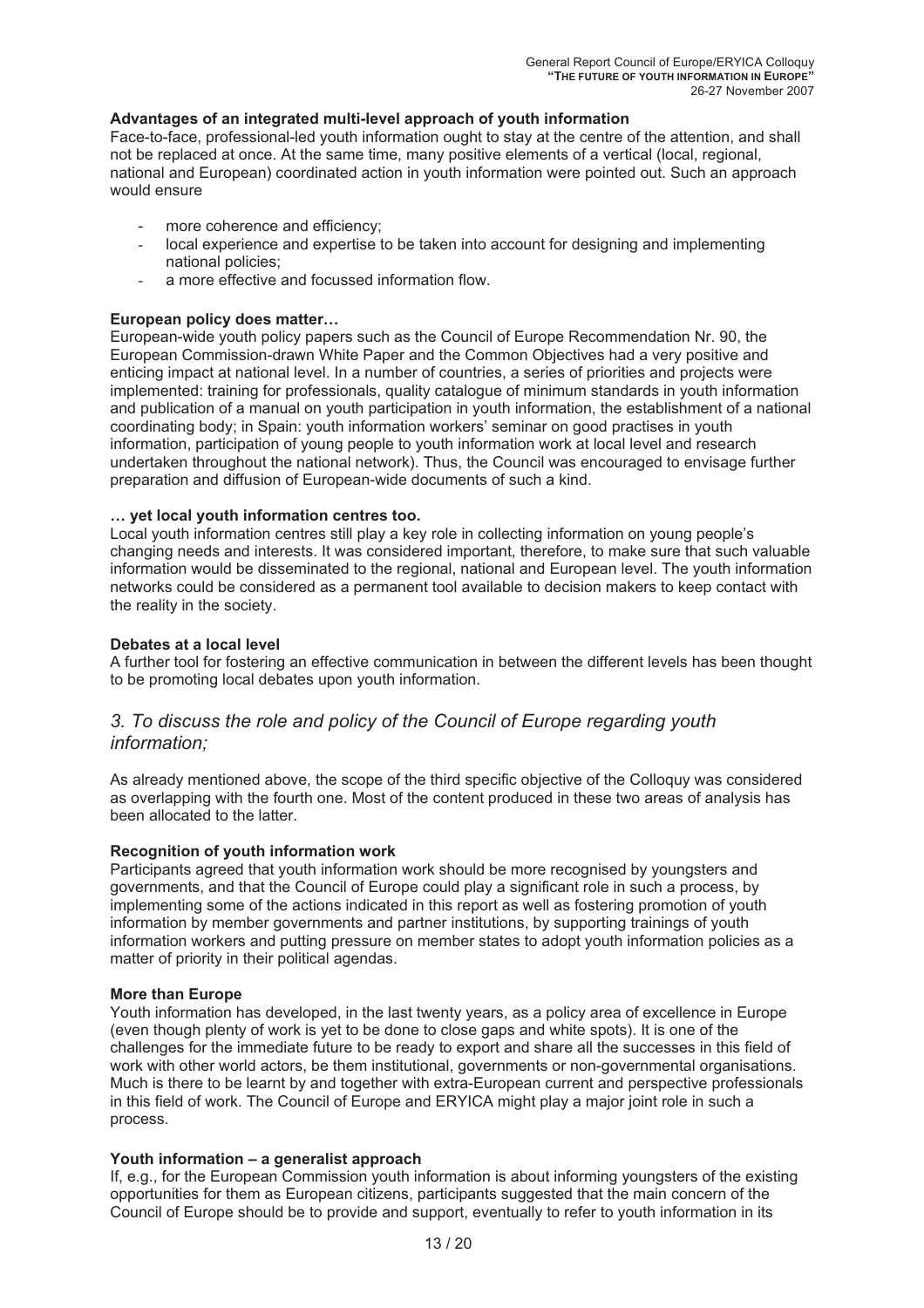**Advantages of an integrated multi-level approach of youth information**

Face-to-face, professional-led youth information ought to stay at the centre of the attention, and shall not be replaced at once. At the same time, many positive elements of a vertical (local, regional, national and European) coordinated action in youth information were pointed out. Such an approach would ensure

- more coherence and efficiency;
- local experience and expertise to be taken into account for designing and implementing national policies;
- a more effective and focussed information flow.

**European policy does matter…**

European-wide youth policy papers such as the Council of Europe Recommendation Nr. 90, the European Commission-drawn White Paper and the Common Objectives had a very positive and enticing impact at national level. In a number of countries, a series of priorities and projects were implemented: training for professionals, quality catalogue of minimum standards in youth information and publication of a manual on youth participation in youth information, the establishment of a national coordinating body; in Spain: youth information workers' seminar on good practises in youth information, participation of young people to youth information work at local level and research undertaken throughout the national network). Thus, the Council was encouraged to envisage further preparation and diffusion of European-wide documents of such a kind.

**… yet local youth information centres too.**

Local youth information centres still play a key role in collecting information on young people's changing needs and interests. It was considered important, therefore, to make sure that such valuable information would be disseminated to the regional, national and European level. The youth information networks could be considered as a permanent tool available to decision makers to keep contact with the reality in the society.

**Debates at a local level**

A further tool for fostering an effective communication in between the different levels has been thought to be promoting local debates upon youth information.

### *3. To discuss the role and policy of the Council of Europe regarding youth information;*

As already mentioned above, the scope of the third specific objective of the Colloquy was considered as overlapping with the fourth one. Most of the content produced in these two areas of analysis has been allocated to the latter.

**Recognition of youth information work**

Participants agreed that youth information work should be more recognised by youngsters and governments, and that the Council of Europe could play a significant role in such a process, by implementing some of the actions indicated in this report as well as fostering promotion of youth information by member governments and partner institutions, by supporting trainings of youth information workers and putting pressure on member states to adopt youth information policies as a matter of priority in their political agendas.

**More than Europe**

Youth information has developed, in the last twenty years, as a policy area of excellence in Europe (even though plenty of work is yet to be done to close gaps and white spots). It is one of the challenges for the immediate future to be ready to export and share all the successes in this field of work with other world actors, be them institutional, governments or non-governmental organisations. Much is there to be learnt by and together with extra-European current and perspective professionals in this field of work. The Council of Europe and ERYICA might play a major joint role in such a process.

**Youth information – a generalist approach**

If, e.g., for the European Commission youth information is about informing youngsters of the existing opportunities for them as European citizens, participants suggested that the main concern of the Council of Europe should be to provide and support, eventually to refer to youth information in its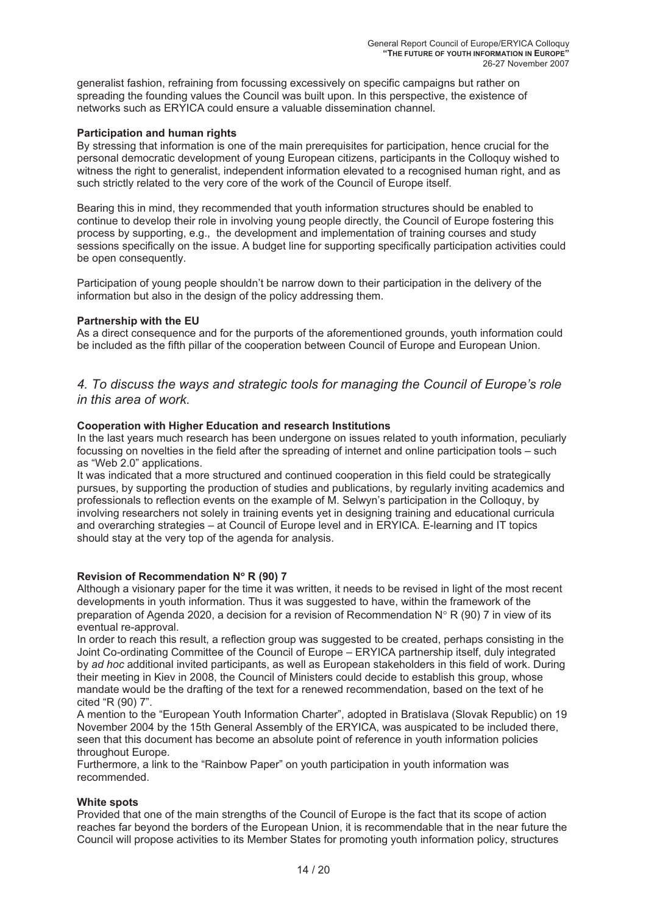generalist fashion, refraining from focussing excessively on specific campaigns but rather on spreading the founding values the Council was built upon. In this perspective, the existence of networks such as ERYICA could ensure a valuable dissemination channel.

**Participation and human rights**

By stressing that information is one of the main prerequisites for participation, hence crucial for the personal democratic development of young European citizens, participants in the Colloquy wished to witness the right to generalist, independent information elevated to a recognised human right, and as such strictly related to the very core of the work of the Council of Europe itself.

Bearing this in mind, they recommended that youth information structures should be enabled to continue to develop their role in involving young people directly, the Council of Europe fostering this process by supporting, e.g., the development and implementation of training courses and study sessions specifically on the issue. A budget line for supporting specifically participation activities could be open consequently.

Participation of young people shouldn't be narrow down to their participation in the delivery of the information but also in the design of the policy addressing them.

**Partnership with the EU**

As a direct consequence and for the purports of the aforementioned grounds, youth information could be included as the fifth pillar of the cooperation between Council of Europe and European Union.

### *4. To discuss the ways and strategic tools for managing the Council of Europe's role in this area of work.*

**Cooperation with Higher Education and research Institutions**

In the last years much research has been undergone on issues related to youth information, peculiarly focussing on novelties in the field after the spreading of internet and online participation tools – such as "Web 2.0" applications.

It was indicated that a more structured and continued cooperation in this field could be strategically pursues, by supporting the production of studies and publications, by regularly inviting academics and professionals to reflection events on the example of M. Selwyn's participation in the Colloquy, by involving researchers not solely in training events yet in designing training and educational curricula and overarching strategies – at Council of Europe level and in ERYICA. E-learning and IT topics should stay at the very top of the agenda for analysis.

**Revision of Recommendation N° R (90) 7**

Although a visionary paper for the time it was written, it needs to be revised in light of the most recent developments in youth information. Thus it was suggested to have, within the framework of the preparation of Agenda 2020, a decision for a revision of Recommendation N° R (90) 7 in view of its eventual re-approval.

In order to reach this result, a reflection group was suggested to be created, perhaps consisting in the Joint Co-ordinating Committee of the Council of Europe – ERYICA partnership itself, duly integrated by *ad hoc* additional invited participants, as well as European stakeholders in this field of work. During their meeting in Kiev in 2008, the Council of Ministers could decide to establish this group, whose mandate would be the drafting of the text for a renewed recommendation, based on the text of he cited "R (90) 7".

A mention to the "European Youth Information Charter", adopted in Bratislava (Slovak Republic) on 19 November 2004 by the 15th General Assembly of the ERYICA, was auspicated to be included there, seen that this document has become an absolute point of reference in youth information policies throughout Europe.

Furthermore, a link to the "Rainbow Paper" on youth participation in youth information was recommended.

**White spots**

Provided that one of the main strengths of the Council of Europe is the fact that its scope of action reaches far beyond the borders of the European Union, it is recommendable that in the near future the Council will propose activities to its Member States for promoting youth information policy, structures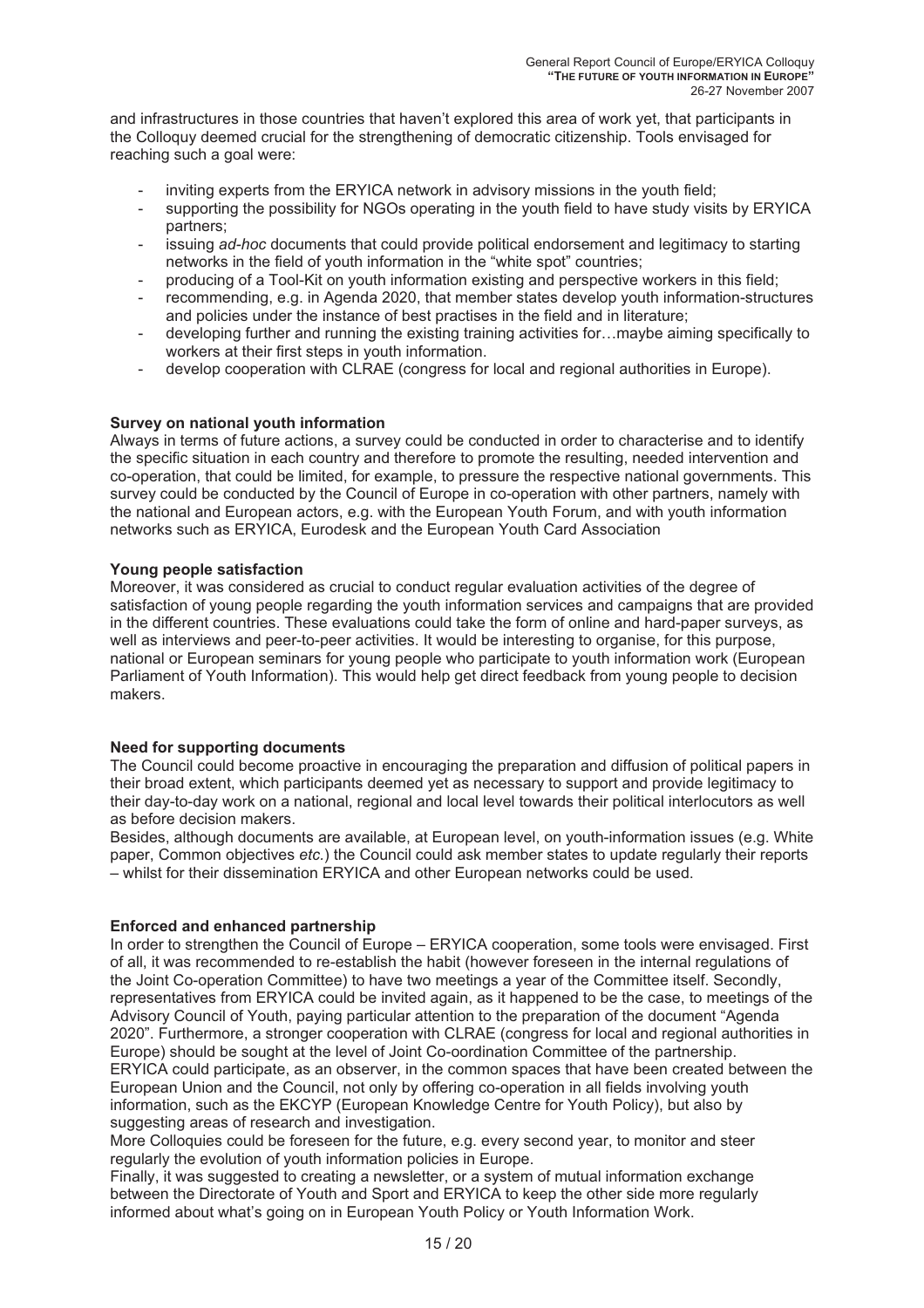and infrastructures in those countries that haven't explored this area of work yet, that participants in the Colloquy deemed crucial for the strengthening of democratic citizenship. Tools envisaged for reaching such a goal were:

- inviting experts from the ERYICA network in advisory missions in the youth field;
- supporting the possibility for NGOs operating in the youth field to have study visits by ERYICA partners;
- issuing *ad-hoc* documents that could provide political endorsement and legitimacy to starting networks in the field of youth information in the "white spot" countries;
- producing of a Tool-Kit on youth information existing and perspective workers in this field;
- recommending, e.g. in Agenda 2020, that member states develop youth information-structures and policies under the instance of best practises in the field and in literature;
- developing further and running the existing training activities for…maybe aiming specifically to workers at their first steps in youth information.
- develop cooperation with CLRAE (congress for local and regional authorities in Europe).

**Survey on national youth information**

Always in terms of future actions, a survey could be conducted in order to characterise and to identify the specific situation in each country and therefore to promote the resulting, needed intervention and co-operation, that could be limited, for example, to pressure the respective national governments. This survey could be conducted by the Council of Europe in co-operation with other partners, namely with the national and European actors, e.g. with the European Youth Forum, and with youth information networks such as ERYICA, Eurodesk and the European Youth Card Association

**Young people satisfaction**

Moreover, it was considered as crucial to conduct regular evaluation activities of the degree of satisfaction of young people regarding the youth information services and campaigns that are provided in the different countries. These evaluations could take the form of online and hard-paper surveys, as well as interviews and peer-to-peer activities. It would be interesting to organise, for this purpose, national or European seminars for young people who participate to youth information work (European Parliament of Youth Information). This would help get direct feedback from young people to decision makers.

**Need for supporting documents**

The Council could become proactive in encouraging the preparation and diffusion of political papers in their broad extent, which participants deemed yet as necessary to support and provide legitimacy to their day-to-day work on a national, regional and local level towards their political interlocutors as well as before decision makers.

Besides, although documents are available, at European level, on youth-information issues (e.g. White paper, Common objectives *etc.*) the Council could ask member states to update regularly their reports – whilst for their dissemination ERYICA and other European networks could be used.

**Enforced and enhanced partnership**

In order to strengthen the Council of Europe – ERYICA cooperation, some tools were envisaged. First of all, it was recommended to re-establish the habit (however foreseen in the internal regulations of the Joint Co-operation Committee) to have two meetings a year of the Committee itself. Secondly, representatives from ERYICA could be invited again, as it happened to be the case, to meetings of the Advisory Council of Youth, paying particular attention to the preparation of the document "Agenda 2020". Furthermore, a stronger cooperation with CLRAE (congress for local and regional authorities in Europe) should be sought at the level of Joint Co-oordination Committee of the partnership.

ERYICA could participate, as an observer, in the common spaces that have been created between the European Union and the Council, not only by offering co-operation in all fields involving youth information, such as the EKCYP (European Knowledge Centre for Youth Policy), but also by suggesting areas of research and investigation.

More Colloquies could be foreseen for the future, e.g. every second year, to monitor and steer regularly the evolution of youth information policies in Europe.

Finally, it was suggested to creating a newsletter, or a system of mutual information exchange between the Directorate of Youth and Sport and ERYICA to keep the other side more regularly informed about what's going on in European Youth Policy or Youth Information Work.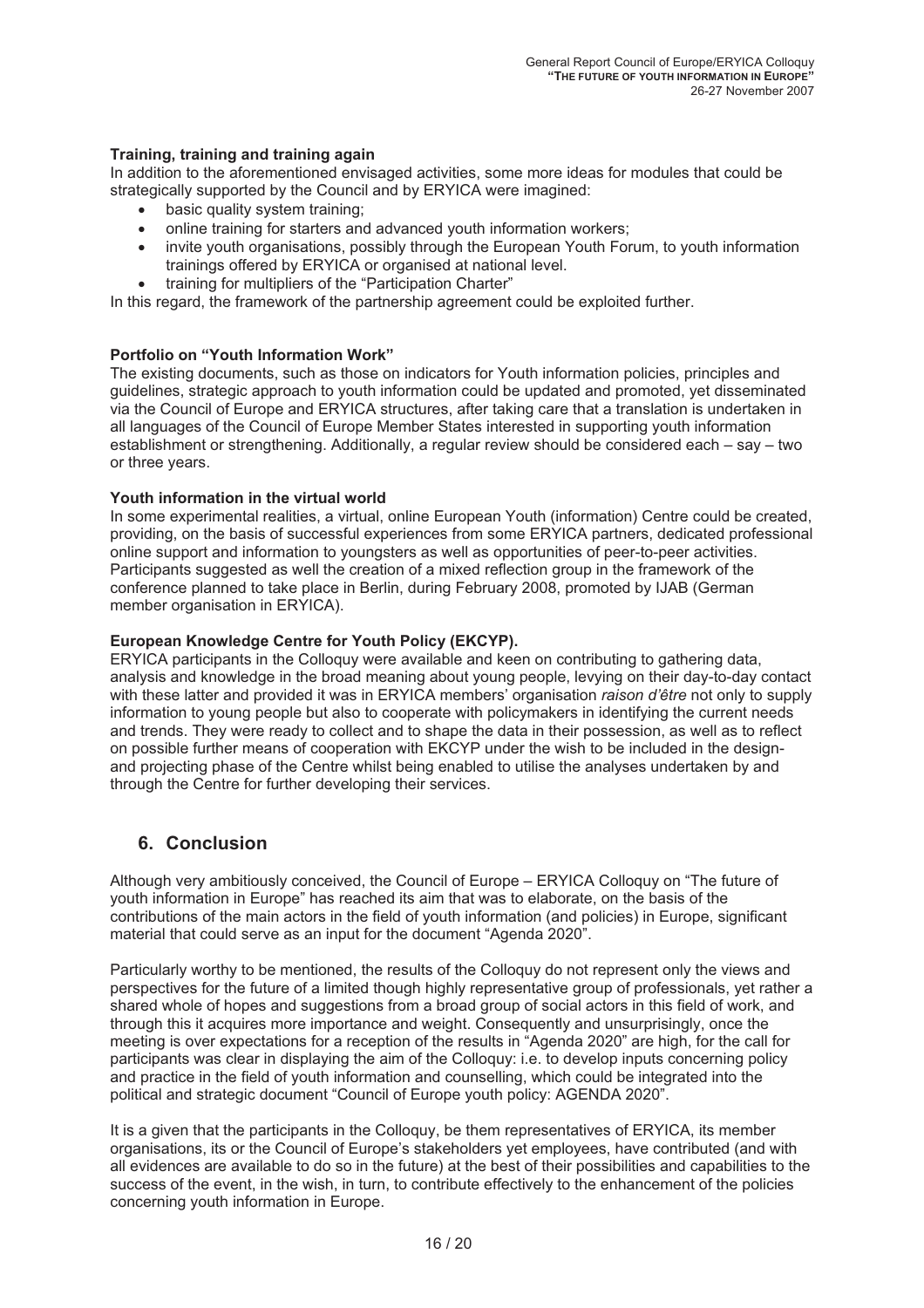**Training, training and training again**

In addition to the aforementioned envisaged activities, some more ideas for modules that could be strategically supported by the Council and by ERYICA were imagined:

- basic quality system training;
- online training for starters and advanced youth information workers;
- invite youth organisations, possibly through the European Youth Forum, to youth information trainings offered by ERYICA or organised at national level.
- training for multipliers of the "Participation Charter"

In this regard, the framework of the partnership agreement could be exploited further.

**Portfolio on "Youth Information Work"**

The existing documents, such as those on indicators for Youth information policies, principles and guidelines, strategic approach to youth information could be updated and promoted, yet disseminated via the Council of Europe and ERYICA structures, after taking care that a translation is undertaken in all languages of the Council of Europe Member States interested in supporting youth information establishment or strengthening. Additionally, a regular review should be considered each – say – two or three years.

**Youth information in the virtual world**

In some experimental realities, a virtual, online European Youth (information) Centre could be created, providing, on the basis of successful experiences from some ERYICA partners, dedicated professional online support and information to youngsters as well as opportunities of peer-to-peer activities. Participants suggested as well the creation of a mixed reflection group in the framework of the conference planned to take place in Berlin, during February 2008, promoted by IJAB (German member organisation in ERYICA).

**European Knowledge Centre for Youth Policy (EKCYP).**

ERYICA participants in the Colloquy were available and keen on contributing to gathering data, analysis and knowledge in the broad meaning about young people, levying on their day-to-day contact with these latter and provided it was in ERYICA members' organisation *raison d'être* not only to supply information to young people but also to cooperate with policymakers in identifying the current needs and trends. They were ready to collect and to shape the data in their possession, as well as to reflect on possible further means of cooperation with EKCYP under the wish to be included in the design- and projecting phase of the Centre whilst being enabled to utilise the analyses undertaken by and through the Centre for further developing their services.

## 6. Conclusion

Although very ambitiously conceived, the Council of Europe – ERYICA Colloquy on "The future of youth information in Europe" has reached its aim that was to elaborate, on the basis of the contributions of the main actors in the field of youth information (and policies) in Europe, significant material that could serve as an input for the document "Agenda 2020".

Particularly worthy to be mentioned, the results of the Colloquy do not represent only the views and perspectives for the future of a limited though highly representative group of professionals, yet rather a shared whole of hopes and suggestions from a broad group of social actors in this field of work, and through this it acquires more importance and weight. Consequently and unsurprisingly, once the meeting is over expectations for a reception of the results in "Agenda 2020" are high, for the call for participants was clear in displaying the aim of the Colloquy: i.e. to develop inputs concerning policy and practice in the field of youth information and counselling, which could be integrated into the political and strategic document "Council of Europe youth policy: AGENDA 2020".

It is a given that the participants in the Colloquy, be them representatives of ERYICA, its member organisations, its or the Council of Europe's stakeholders yet employees, have contributed (and with all evidences are available to do so in the future) at the best of their possibilities and capabilities to the success of the event, in the wish, in turn, to contribute effectively to the enhancement of the policies concerning youth information in Europe.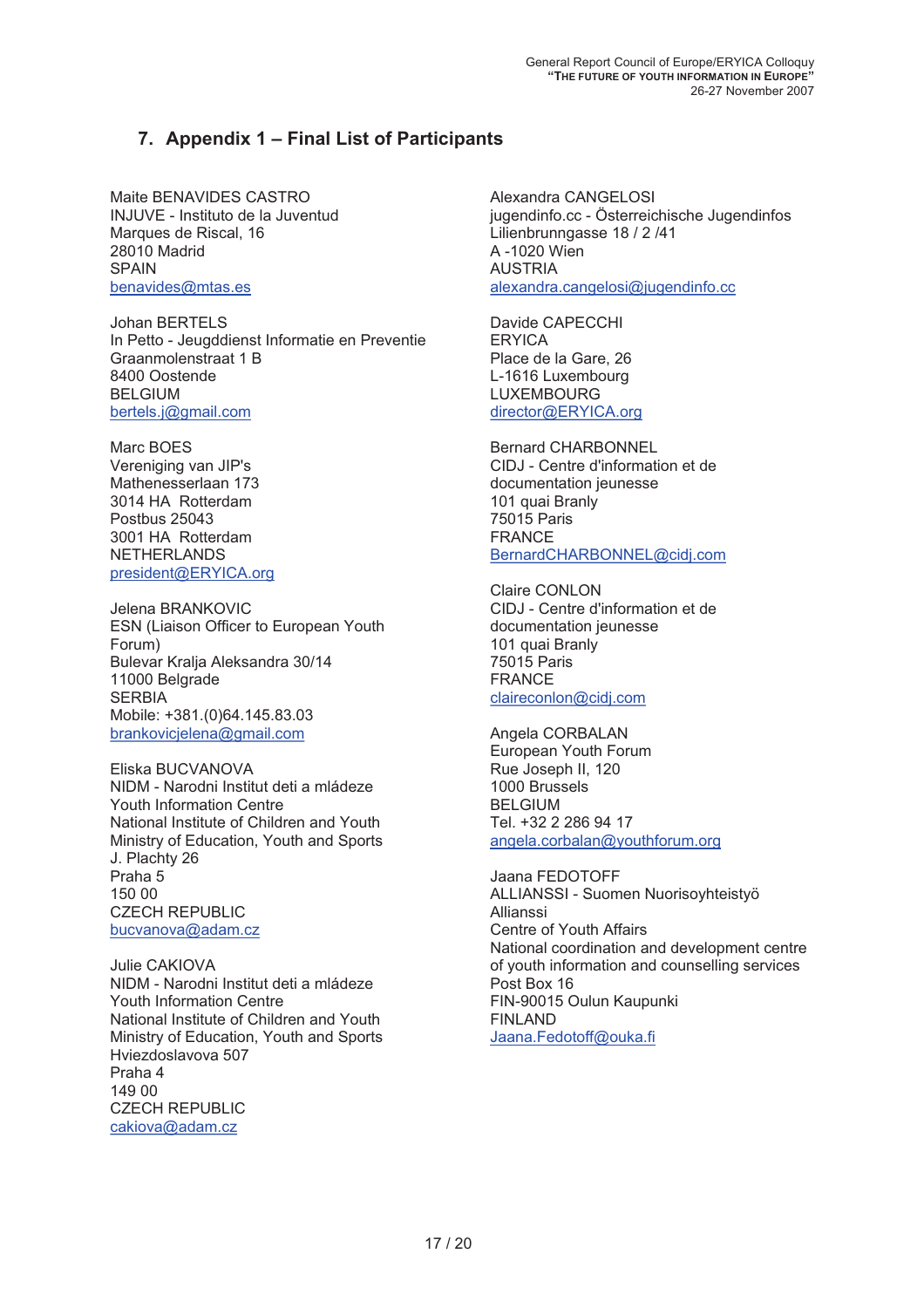## 7. Appendix 1 – Final List of Participants

Maite BENAVIDES CASTRO
INJUVE - Instituto de la Juventud
Marques de Riscal, 16
28010 Madrid
SPAIN
benavides@mtas.es

Johan BERTELS
In Petto - Jeugddienst Informatie en Preventie
Graanmolenstraat 1 B
8400 Oostende
BELGIUM
bertels.j@gmail.com

Marc BOES
Vereniging van JIP's
Mathenesserlaan 173
3014 HA Rotterdam
Postbus 25043
3001 HA Rotterdam
NETHERLANDS
president@ERYICA.org

Jelena BRANKOVIC
ESN (Liaison Officer to European Youth Forum)
Bulevar Kralja Aleksandra 30/14
11000 Belgrade
SERBIA
Mobile: +381.(0)64.145.83.03
brankovicjelena@gmail.com

Eliska BUCVANOVA
NIDM - Narodni Institut deti a mládeze
Youth Information Centre
National Institute of Children and Youth
Ministry of Education, Youth and Sports
J. Plachty 26
Praha 5
150 00
CZECH REPUBLIC
bucvanova@adam.cz

Julie CAKIOVA
NIDM - Narodni Institut deti a mládeze
Youth Information Centre
National Institute of Children and Youth
Ministry of Education, Youth and Sports
Hviezdoslavova 507
Praha 4
149 00
CZECH REPUBLIC
cakiova@adam.cz

Alexandra CANGELOSI
jugendinfo.cc - Österreichische Jugendinfos
Lilienbrunngasse 18 / 2 /41
A -1020 Wien
AUSTRIA
alexandra.cangelosi@jugendinfo.cc

Davide CAPECCHI
ERYICA
Place de la Gare, 26
L-1616 Luxembourg
LUXEMBOURG
director@ERYICA.org

Bernard CHARBONNEL
CIDJ - Centre d'information et de documentation jeunesse
101 quai Branly
75015 Paris
FRANCE
BernardCHARBONNEL@cidj.com

Claire CONLON
CIDJ - Centre d'information et de documentation jeunesse
101 quai Branly
75015 Paris
FRANCE
claireconlon@cidj.com

Angela CORBALAN
European Youth Forum
Rue Joseph II, 120
1000 Brussels
BELGIUM
Tel. +32 2 286 94 17
angela.corbalan@youthforum.org

Jaana FEDOTOFF
ALLIANSSI - Suomen Nuorisoyhteistyö
Allianssi
Centre of Youth Affairs
National coordination and development centre of youth information and counselling services
Post Box 16
FIN-90015 Oulun Kaupunki
FINLAND
Jaana.Fedotoff@ouka.fi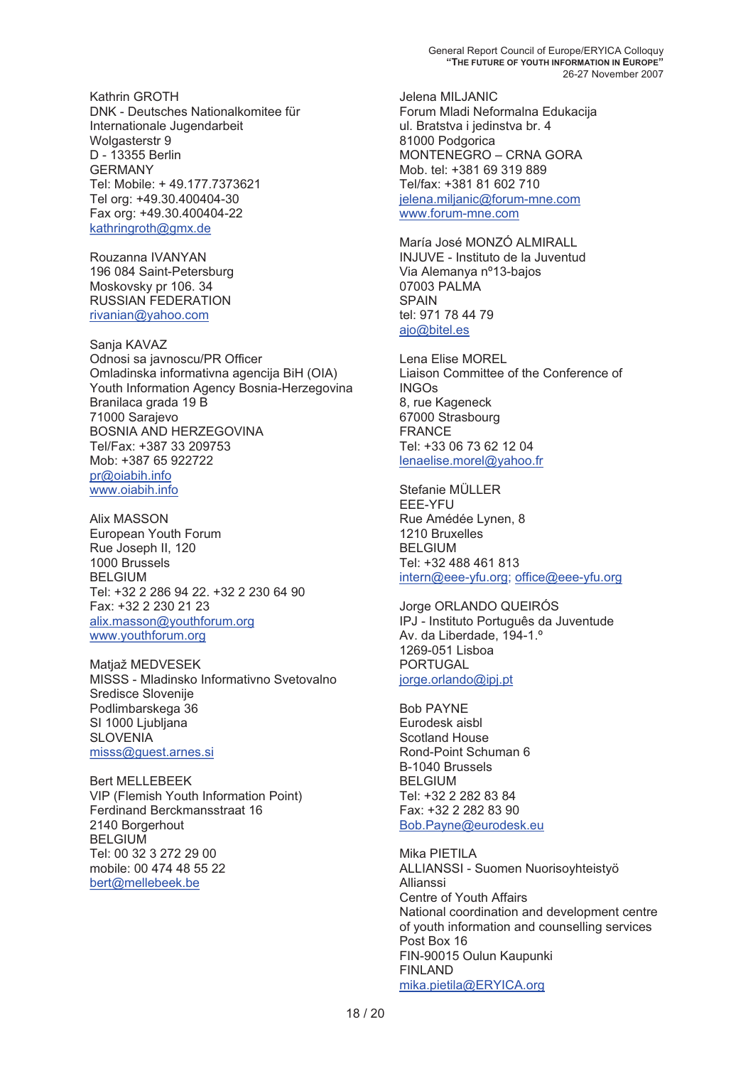Kathrin GROTH
DNK - Deutsches Nationalkomitee für Internationale Jugendarbeit
Wolgasterstr 9
D - 13355 Berlin
GERMANY
Tel: Mobile: + 49.177.7373621
Tel org: +49.30.400404-30
Fax org: +49.30.400404-22
kathringroth@gmx.de

Rouzanna IVANYAN
196 084 Saint-Petersburg
Moskovsky pr 106. 34
RUSSIAN FEDERATION
rivanian@yahoo.com

Sanja KAVAZ
Odnosi sa javnoscu/PR Officer
Omladinska informativna agencija BiH (OIA)
Youth Information Agency Bosnia-Herzegovina
Branilaca grada 19 B
71000 Sarajevo
BOSNIA AND HERZEGOVINA
Tel/Fax: +387 33 209753
Mob: +387 65 922722
pr@oiabih.info
www.oiabih.info

Alix MASSON
European Youth Forum
Rue Joseph II, 120
1000 Brussels
BELGIUM
Tel: +32 2 286 94 22. +32 2 230 64 90
Fax: +32 2 230 21 23
alix.masson@youthforum.org
www.youthforum.org

Matjaž MEDVESEK
MISSS - Mladinsko Informativno Svetovalno Sredisce Slovenije
Podlimbarskega 36
SI 1000 Ljubljana
SLOVENIA
misss@guest.arnes.si

Bert MELLEBEEK
VIP (Flemish Youth Information Point)
Ferdinand Berckmansstraat 16
2140 Borgerhout
BELGIUM
Tel: 00 32 3 272 29 00
mobile: 00 474 48 55 22
bert@mellebeek.be

Jelena MILJANIC
Forum Mladi Neformalna Edukacija
ul. Bratstva i jedinstva br. 4
81000 Podgorica
MONTENEGRO – CRNA GORA
Mob. tel: +381 69 319 889
Tel/fax: +381 81 602 710
jelena.miljanic@forum-mne.com
www.forum-mne.com

María José MONZÓ ALMIRALL
INJUVE - Instituto de la Juventud
Via Alemanya nº13-bajos
07003 PALMA
SPAIN
tel: 971 78 44 79
ajo@bitel.es

Lena Elise MOREL
Liaison Committee of the Conference of INGOs
8, rue Kageneck
67000 Strasbourg
FRANCE
Tel: +33 06 73 62 12 04
lenaelise.morel@yahoo.fr

Stefanie MÜLLER
EEE-YFU
Rue Amédée Lynen, 8
1210 Bruxelles
BELGIUM
Tel: +32 488 461 813
intern@eee-yfu.org; office@eee-yfu.org

Jorge ORLANDO QUEIRÓS
IPJ - Instituto Português da Juventude
Av. da Liberdade, 194-1.º
1269-051 Lisboa
PORTUGAL
jorge.orlando@ipj.pt

Bob PAYNE
Eurodesk aisbl
Scotland House
Rond-Point Schuman 6
B-1040 Brussels
BELGIUM
Tel: +32 2 282 83 84
Fax: +32 2 282 83 90
Bob.Payne@eurodesk.eu

Mika PIETILA
ALLIANSSI - Suomen Nuorisoyhteistyö Allianssi
Centre of Youth Affairs
National coordination and development centre of youth information and counselling services
Post Box 16
FIN-90015 Oulun Kaupunki
FINLAND
mika.pietila@ERYICA.org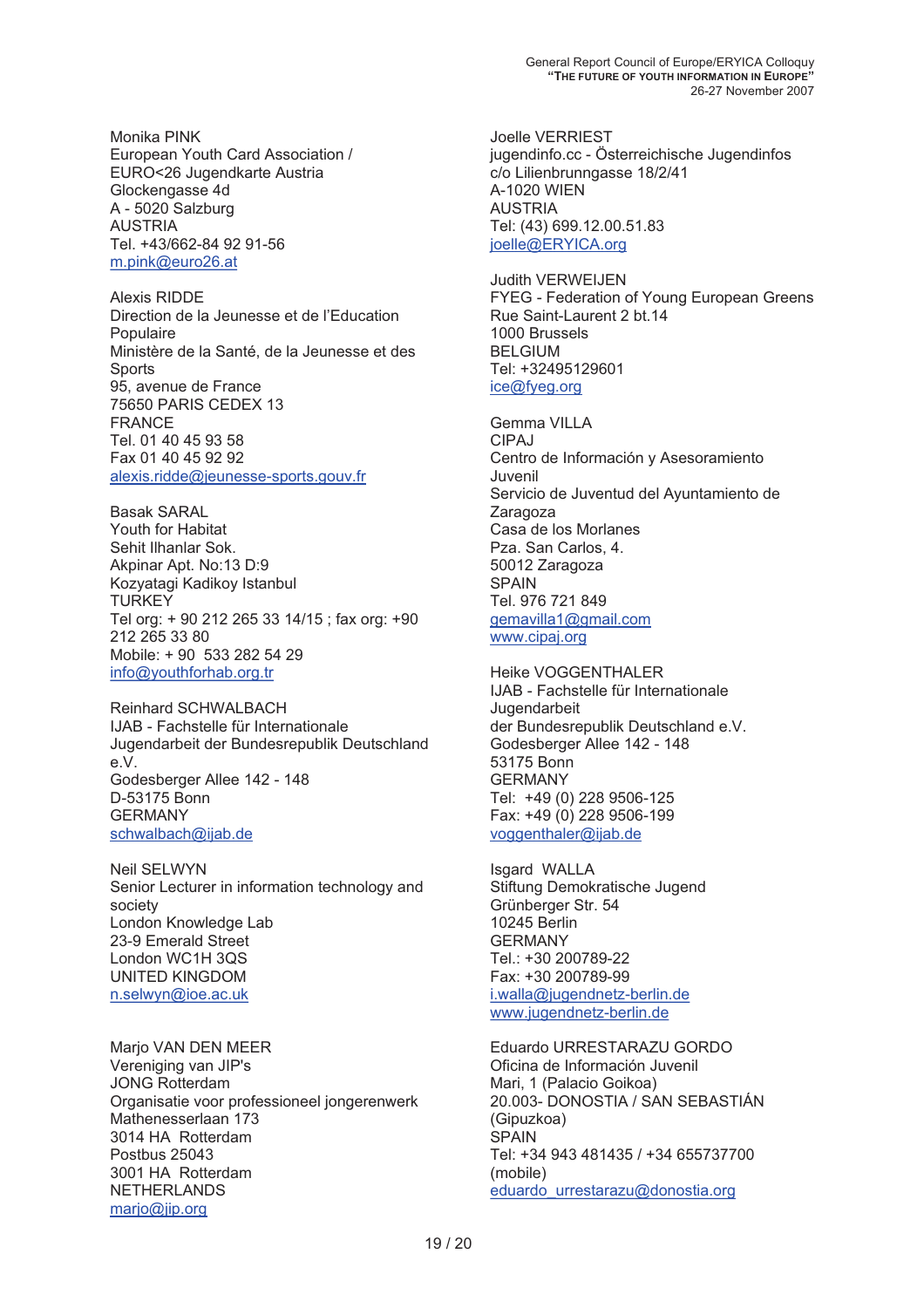Monika PINK
European Youth Card Association /
EURO<26 Jugendkarte Austria
Glockengasse 4d
A - 5020 Salzburg
AUSTRIA
Tel. +43/662-84 92 91-56
m.pink@euro26.at

Alexis RIDDE
Direction de la Jeunesse et de l'Education Populaire
Ministère de la Santé, de la Jeunesse et des Sports
95, avenue de France
75650 PARIS CEDEX 13
FRANCE
Tel. 01 40 45 93 58
Fax 01 40 45 92 92
alexis.ridde@jeunesse-sports.gouv.fr

Basak SARAL
Youth for Habitat
Sehit Ilhanlar Sok.
Akpinar Apt. No:13 D:9
Kozyatagi Kadikoy Istanbul
TURKEY
Tel org: + 90 212 265 33 14/15 ; fax org: +90 212 265 33 80
Mobile: + 90 533 282 54 29
info@youthforhab.org.tr

Reinhard SCHWALBACH
IJAB - Fachstelle für Internationale Jugendarbeit der Bundesrepublik Deutschland e.V.
Godesberger Allee 142 - 148
D-53175 Bonn
GERMANY
schwalbach@ijab.de

Neil SELWYN
Senior Lecturer in information technology and society
London Knowledge Lab
23-9 Emerald Street
London WC1H 3QS
UNITED KINGDOM
n.selwyn@ioe.ac.uk

Marjo VAN DEN MEER
Vereniging van JIP's
JONG Rotterdam
Organisatie voor professioneel jongerenwerk
Mathenesserlaan 173
3014 HA Rotterdam
Postbus 25043
3001 HA Rotterdam
NETHERLANDS
marjo@jip.org

Joelle VERRIEST
jugendinfo.cc - Österreichische Jugendinfos
c/o Lilienbrunngasse 18/2/41
A-1020 WIEN
AUSTRIA
Tel: (43) 699.12.00.51.83
joelle@ERYICA.org

Judith VERWEIJEN
FYEG - Federation of Young European Greens
Rue Saint-Laurent 2 bt.14
1000 Brussels
BELGIUM
Tel: +32495129601
ice@fyeg.org

Gemma VILLA
CIPAJ
Centro de Información y Asesoramiento Juvenil
Servicio de Juventud del Ayuntamiento de Zaragoza
Casa de los Morlanes
Pza. San Carlos, 4.
50012 Zaragoza
SPAIN
Tel. 976 721 849
gemavilla1@gmail.com
www.cipaj.org

Heike VOGGENTHALER
IJAB - Fachstelle für Internationale Jugendarbeit
der Bundesrepublik Deutschland e.V.
Godesberger Allee 142 - 148
53175 Bonn
GERMANY
Tel: +49 (0) 228 9506-125
Fax: +49 (0) 228 9506-199
voggenthaler@ijab.de

Isgard WALLA
Stiftung Demokratische Jugend
Grünberger Str. 54
10245 Berlin
GERMANY
Tel.: +30 200789-22
Fax: +30 200789-99
i.walla@jugendnetz-berlin.de
www.jugendnetz-berlin.de

Eduardo URRESTARAZU GORDO
Oficina de Información Juvenil
Mari, 1 (Palacio Goikoa)
20.003- DONOSTIA / SAN SEBASTIÁN (Gipuzkoa)
SPAIN
Tel: +34 943 481435 / +34 655737700 (mobile)
eduardo_urrestarazu@donostia.org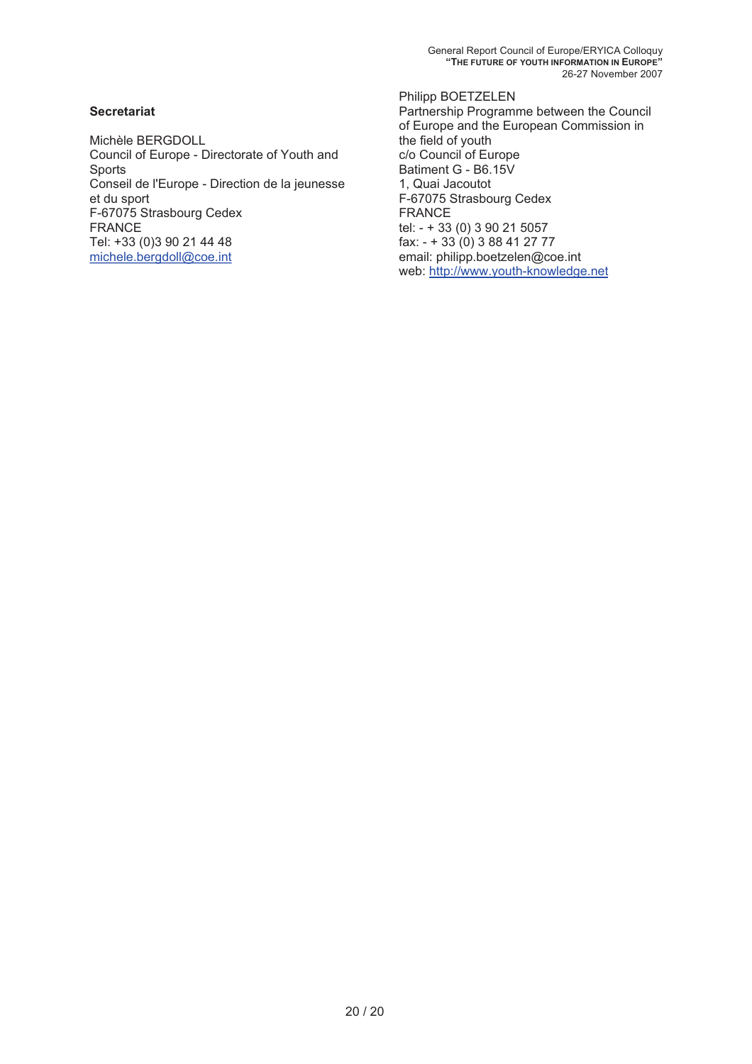**Secretariat**

Michèle BERGDOLL
Council of Europe - Directorate of Youth and Sports
Conseil de l'Europe - Direction de la jeunesse et du sport
F-67075 Strasbourg Cedex
FRANCE
Tel: +33 (0)3 90 21 44 48
michele.bergdoll@coe.int

Philipp BOETZELEN
Partnership Programme between the Council of Europe and the European Commission in the field of youth
c/o Council of Europe
Batiment G - B6.15V
1, Quai Jacoutot
F-67075 Strasbourg Cedex
FRANCE
tel: - + 33 (0) 3 90 21 5057
fax: - + 33 (0) 3 88 41 27 77
email: philipp.boetzelen@coe.int
web: http://www.youth-knowledge.net